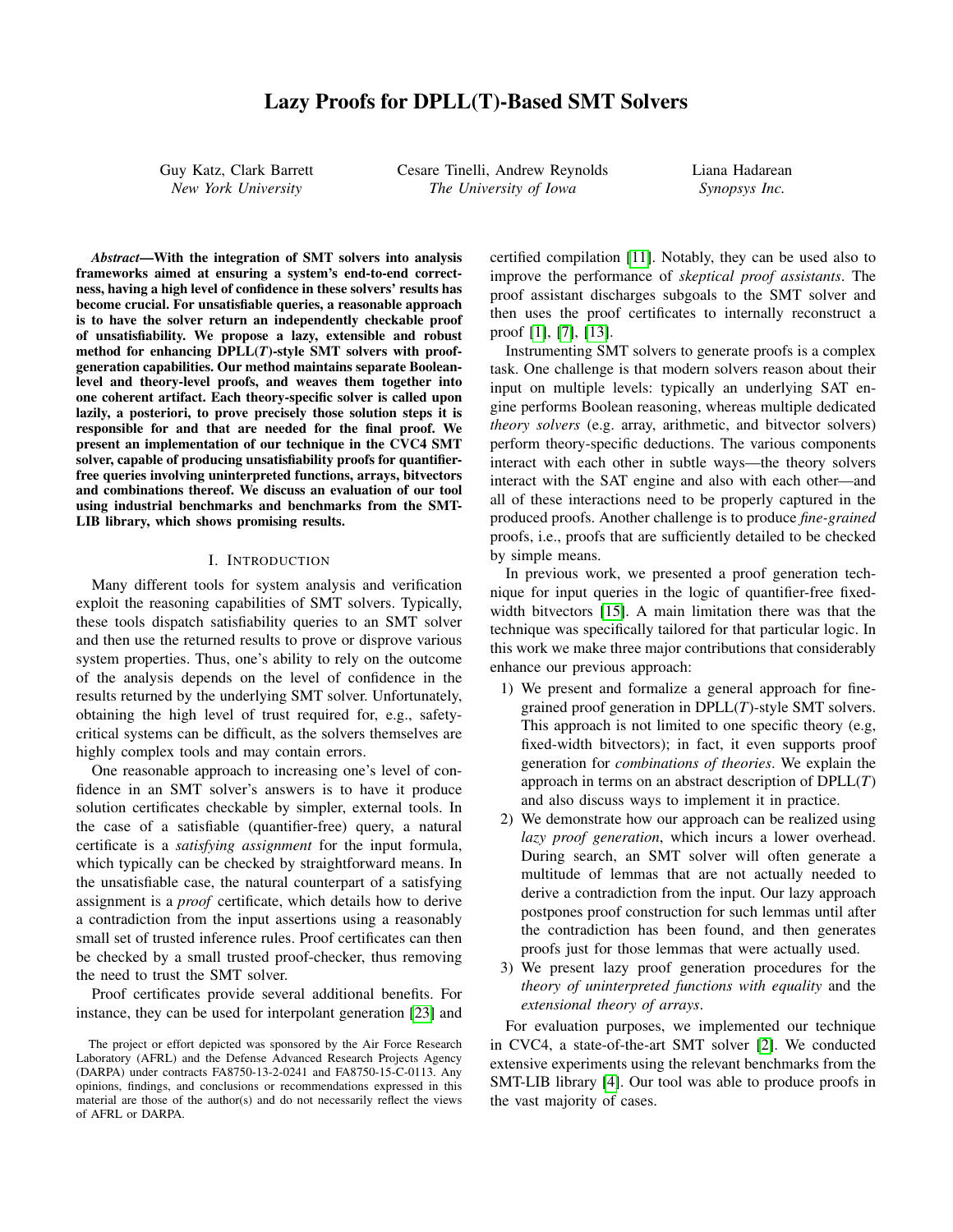# Lazy Proofs for DPLL(T)-Based SMT Solvers

Guy Katz, Clark Barrett
*New York University*

Cesare Tinelli, Andrew Reynolds
*The University of Iowa*

Liana Hadarean
*Synopsys Inc.*

***Abstract*—With the integration of SMT solvers into analysis frameworks aimed at ensuring a system's end-to-end correctness, having a high level of confidence in these solvers' results has become crucial. For unsatisfiable queries, a reasonable approach is to have the solver return an independently checkable proof of unsatisfiability. We propose a lazy, extensible and robust method for enhancing DPLL(*T*)-style SMT solvers with proof-generation capabilities. Our method maintains separate Boolean-level and theory-level proofs, and weaves them together into one coherent artifact. Each theory-specific solver is called upon lazily, a posteriori, to prove precisely those solution steps it is responsible for and that are needed for the final proof. We present an implementation of our technique in the CVC4 SMT solver, capable of producing unsatisfiability proofs for quantifier-free queries involving uninterpreted functions, arrays, bitvectors and combinations thereof. We discuss an evaluation of our tool using industrial benchmarks and benchmarks from the SMT-LIB library, which shows promising results.**

## I. Introduction

Many different tools for system analysis and verification exploit the reasoning capabilities of SMT solvers. Typically, these tools dispatch satisfiability queries to an SMT solver and then use the returned results to prove or disprove various system properties. Thus, one's ability to rely on the outcome of the analysis depends on the level of confidence in the results returned by the underlying SMT solver. Unfortunately, obtaining the high level of trust required for, e.g., safety-critical systems can be difficult, as the solvers themselves are highly complex tools and may contain errors.

One reasonable approach to increasing one's level of confidence in an SMT solver's answers is to have it produce solution certificates checkable by simpler, external tools. In the case of a satisfiable (quantifier-free) query, a natural certificate is a *satisfying assignment* for the input formula, which typically can be checked by straightforward means. In the unsatisfiable case, the natural counterpart of a satisfying assignment is a *proof* certificate, which details how to derive a contradiction from the input assertions using a reasonably small set of trusted inference rules. Proof certificates can then be checked by a small trusted proof-checker, thus removing the need to trust the SMT solver.

Proof certificates provide several additional benefits. For instance, they can be used for interpolant generation [23] and certified compilation [11]. Notably, they can be used also to improve the performance of *skeptical proof assistants*. The proof assistant discharges subgoals to the SMT solver and then uses the proof certificates to internally reconstruct a proof [1], [7], [13].

Instrumenting SMT solvers to generate proofs is a complex task. One challenge is that modern solvers reason about their input on multiple levels: typically an underlying SAT engine performs Boolean reasoning, whereas multiple dedicated *theory solvers* (e.g. array, arithmetic, and bitvector solvers) perform theory-specific deductions. The various components interact with each other in subtle ways—the theory solvers interact with the SAT engine and also with each other—and all of these interactions need to be properly captured in the produced proofs. Another challenge is to produce *fine-grained* proofs, i.e., proofs that are sufficiently detailed to be checked by simple means.

In previous work, we presented a proof generation technique for input queries in the logic of quantifier-free fixed-width bitvectors [15]. A main limitation there was that the technique was specifically tailored for that particular logic. In this work we make three major contributions that considerably enhance our previous approach:

1) We present and formalize a general approach for fine-grained proof generation in DPLL(*T*)-style SMT solvers. This approach is not limited to one specific theory (e.g, fixed-width bitvectors); in fact, it even supports proof generation for *combinations of theories*. We explain the approach in terms on an abstract description of DPLL(*T*) and also discuss ways to implement it in practice.
2) We demonstrate how our approach can be realized using *lazy proof generation*, which incurs a lower overhead. During search, an SMT solver will often generate a multitude of lemmas that are not actually needed to derive a contradiction from the input. Our lazy approach postpones proof construction for such lemmas until after the contradiction has been found, and then generates proofs just for those lemmas that were actually used.
3) We present lazy proof generation procedures for the *theory of uninterpreted functions with equality* and the *extensional theory of arrays*.

For evaluation purposes, we implemented our technique in CVC4, a state-of-the-art SMT solver [2]. We conducted extensive experiments using the relevant benchmarks from the SMT-LIB library [4]. Our tool was able to produce proofs in the vast majority of cases.

The project or effort depicted was sponsored by the Air Force Research Laboratory (AFRL) and the Defense Advanced Research Projects Agency (DARPA) under contracts FA8750-13-2-0241 and FA8750-15-C-0113. Any opinions, findings, and conclusions or recommendations expressed in this material are those of the author(s) and do not necessarily reflect the views of AFRL or DARPA.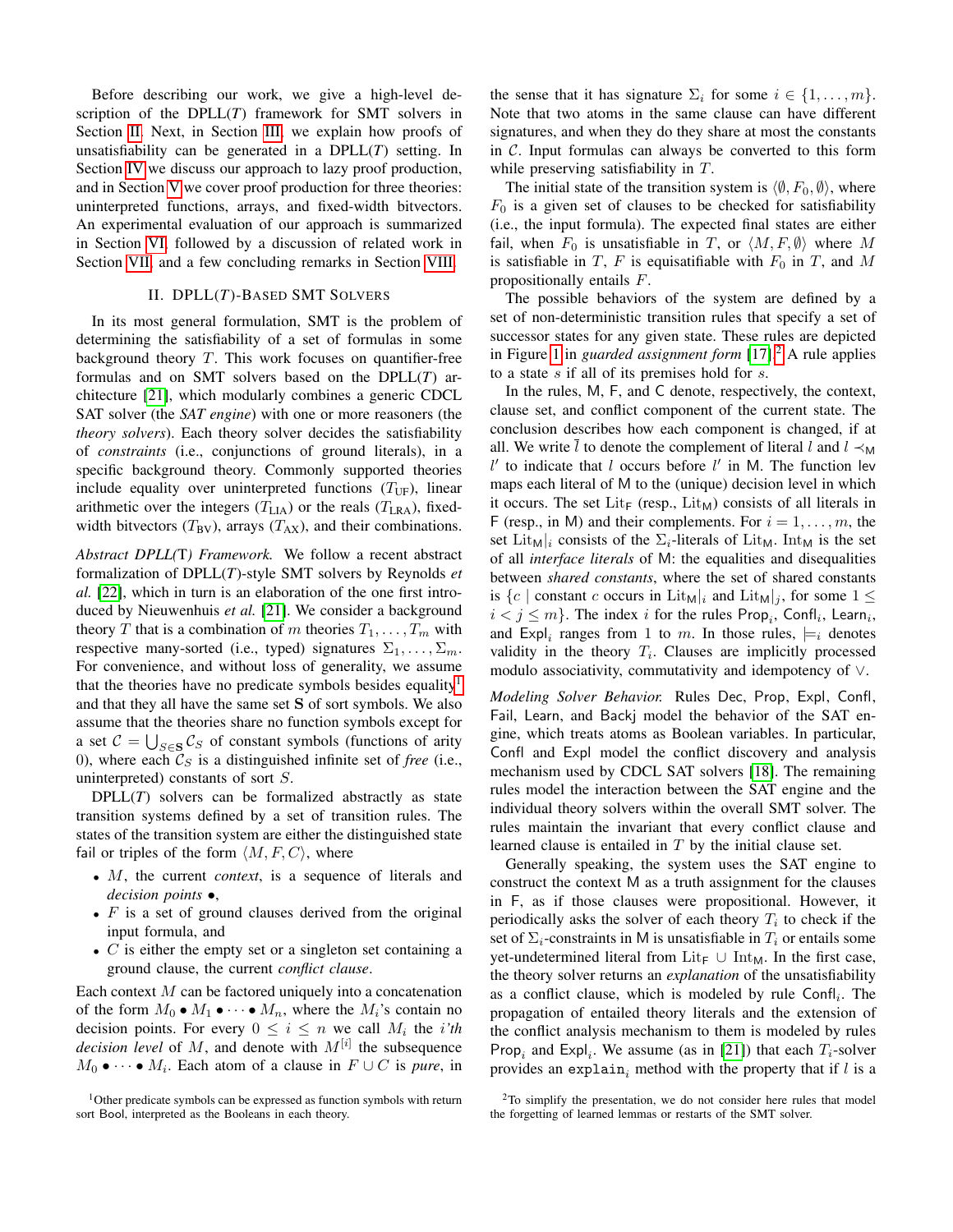Before describing our work, we give a high-level description of the DPLL($T$) framework for SMT solvers in Section II. Next, in Section III, we explain how proofs of unsatisfiability can be generated in a DPLL($T$) setting. In Section IV we discuss our approach to lazy proof production, and in Section V we cover proof production for three theories: uninterpreted functions, arrays, and fixed-width bitvectors. An experimental evaluation of our approach is summarized in Section VI, followed by a discussion of related work in Section VII, and a few concluding remarks in Section VIII.

## II. DPLL($T$)-Based SMT Solvers

In its most general formulation, SMT is the problem of determining the satisfiability of a set of formulas in some background theory $T$. This work focuses on quantifier-free formulas and on SMT solvers based on the DPLL($T$) architecture [21], which modularly combines a generic CDCL SAT solver (the *SAT engine*) with one or more reasoners (the *theory solvers*). Each theory solver decides the satisfiability of *constraints* (i.e., conjunctions of ground literals), in a specific background theory. Commonly supported theories include equality over uninterpreted functions ($T_{\text{UF}}$), linear arithmetic over the integers ($T_{\text{LIA}}$) or the reals ($T_{\text{LRA}}$), fixed-width bitvectors ($T_{\text{BV}}$), arrays ($T_{\text{AX}}$), and their combinations.

*Abstract DPLL(*T*) Framework.* We follow a recent abstract formalization of DPLL($T$)-style SMT solvers by Reynolds *et al.* [22], which in turn is an elaboration of the one first introduced by Nieuwenhuis *et al.* [21]. We consider a background theory $T$ that is a combination of $m$ theories $T_1, \ldots, T_m$ with respective many-sorted (i.e., typed) signatures $\Sigma_1, \ldots, \Sigma_m$. For convenience, and without loss of generality, we assume that the theories have no predicate symbols besides equality[1] and that they all have the same set $\mathbf{S}$ of sort symbols. We also assume that the theories share no function symbols except for a set $\mathcal{C} = \bigcup_{S \in \mathbf{S}} \mathcal{C}_S$ of constant symbols (functions of arity 0), where each $\mathcal{C}_S$ is a distinguished infinite set of *free* (i.e., uninterpreted) constants of sort $S$.

DPLL($T$) solvers can be formalized abstractly as state transition systems defined by a set of transition rules. The states of the transition system are either the distinguished state fail or triples of the form $\langle M, F, C \rangle$, where

- $M$, the current *context*, is a sequence of literals and *decision points* $\bullet$,
- $F$ is a set of ground clauses derived from the original input formula, and
- $C$ is either the empty set or a singleton set containing a ground clause, the current *conflict clause*.

Each context $M$ can be factored uniquely into a concatenation of the form $M_0 \bullet M_1 \bullet \cdots \bullet M_n$, where the $M_i$'s contain no decision points. For every $0 \leq i \leq n$ we call $M_i$ the *i'th decision level* of $M$, and denote with $M^{[i]}$ the subsequence $M_0 \bullet \cdots \bullet M_i$. Each atom of a clause in $F \cup C$ is *pure*, in the sense that it has signature $\Sigma_i$ for some $i \in \{1, \ldots, m\}$. Note that two atoms in the same clause can have different signatures, and when they do they share at most the constants in $\mathcal{C}$. Input formulas can always be converted to this form while preserving satisfiability in $T$.

The initial state of the transition system is $\langle \emptyset, F_0, \emptyset \rangle$, where $F_0$ is a given set of clauses to be checked for satisfiability (i.e., the input formula). The expected final states are either fail, when $F_0$ is unsatisfiable in $T$, or $\langle M, F, \emptyset \rangle$ where $M$ is satisfiable in $T$, $F$ is equisatisfiable with $F_0$ in $T$, and $M$ propositionally entails $F$.

The possible behaviors of the system are defined by a set of non-deterministic transition rules that specify a set of successor states for any given state. These rules are depicted in Figure 1 in *guarded assignment form* [17].[2] A rule applies to a state $s$ if all of its premises hold for $s$.

In the rules, $\mathsf{M}$, $\mathsf{F}$, and $\mathsf{C}$ denote, respectively, the context, clause set, and conflict component of the current state. The conclusion describes how each component is changed, if at all. We write $\bar{l}$ to denote the complement of literal $l$ and $l \prec_{\mathsf{M}} l'$ to indicate that $l$ occurs before $l'$ in $\mathsf{M}$. The function $\mathsf{lev}$ maps each literal of $\mathsf{M}$ to the (unique) decision level in which it occurs. The set $\mathrm{Lit}_{\mathsf{F}}$ (resp., $\mathrm{Lit}_{\mathsf{M}}$) consists of all literals in $\mathsf{F}$ (resp., in $\mathsf{M}$) and their complements. For $i = 1, \ldots, m$, the set $\mathrm{Lit}_{\mathsf{M}}|_i$ consists of the $\Sigma_i$-literals of $\mathrm{Lit}_{\mathsf{M}}$. $\mathrm{Int}_{\mathsf{M}}$ is the set of all *interface literals* of $\mathsf{M}$: the equalities and disequalities between *shared constants*, where the set of shared constants is $\{c \mid \text{constant } c \text{ occurs in } \mathrm{Lit}_{\mathsf{M}}|_i \text{ and } \mathrm{Lit}_{\mathsf{M}}|_j, \text{ for some } 1 \leq i < j \leq m\}$. The index $i$ for the rules $\mathsf{Prop}_i$, $\mathsf{Confl}_i$, $\mathsf{Learn}_i$, and $\mathsf{Expl}_i$ ranges from 1 to $m$. In those rules, $\models_i$ denotes validity in the theory $T_i$. Clauses are implicitly processed modulo associativity, commutativity and idempotency of $\vee$.

*Modeling Solver Behavior.* Rules $\mathsf{Dec}$, $\mathsf{Prop}$, $\mathsf{Expl}$, $\mathsf{Confl}$, $\mathsf{Fail}$, $\mathsf{Learn}$, and $\mathsf{Backj}$ model the behavior of the SAT engine, which treats atoms as Boolean variables. In particular, $\mathsf{Confl}$ and $\mathsf{Expl}$ model the conflict discovery and analysis mechanism used by CDCL SAT solvers [18]. The remaining rules model the interaction between the SAT engine and the individual theory solvers within the overall SMT solver. The rules maintain the invariant that every conflict clause and learned clause is entailed in $T$ by the initial clause set.

Generally speaking, the system uses the SAT engine to construct the context $\mathsf{M}$ as a truth assignment for the clauses in $\mathsf{F}$, as if those clauses were propositional. However, it periodically asks the solver of each theory $T_i$ to check if the set of $\Sigma_i$-constraints in $\mathsf{M}$ is unsatisfiable in $T_i$ or entails some yet-undetermined literal from $\mathrm{Lit}_{\mathsf{F}} \cup \mathrm{Int}_{\mathsf{M}}$. In the first case, the theory solver returns an *explanation* of the unsatisfiability as a conflict clause, which is modeled by rule $\mathsf{Confl}_i$. The propagation of entailed theory literals and the extension of the conflict analysis mechanism to them is modeled by rules $\mathsf{Prop}_i$ and $\mathsf{Expl}_i$. We assume (as in [21]) that each $T_i$-solver provides an `explain`$_i$ method with the property that if $l$ is a

[1] Other predicate symbols can be expressed as function symbols with return sort Bool, interpreted as the Booleans in each theory.

[2] To simplify the presentation, we do not consider here rules that model the forgetting of learned lemmas or restarts of the SMT solver.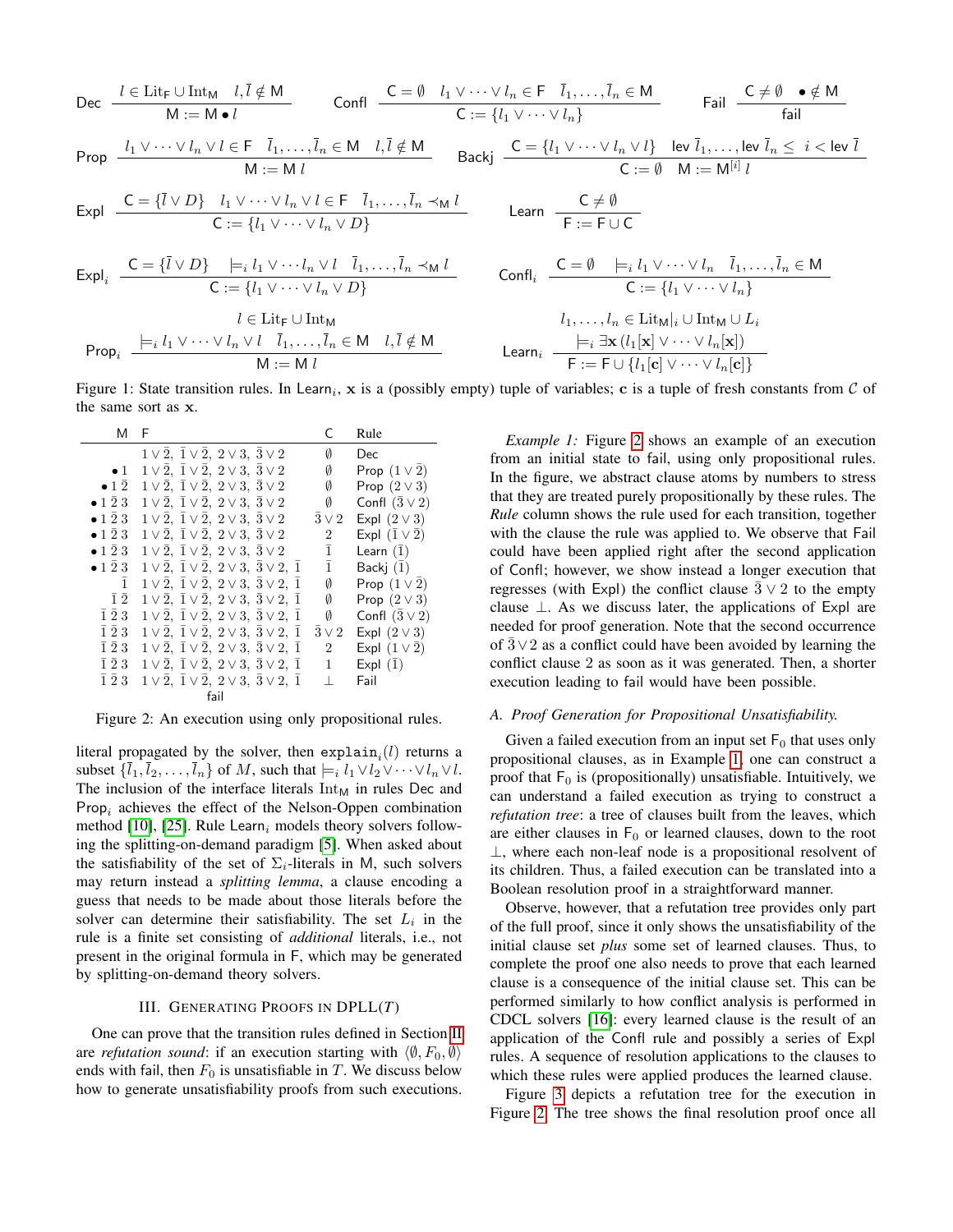$$\text{Dec}\ \frac{l \in \text{Lit}_{\mathsf{F}} \cup \text{Int}_{\mathsf{M}} \quad l, \bar{l} \notin \mathsf{M}}{\mathsf{M} := \mathsf{M} \bullet l} \qquad \text{Confl}\ \frac{\mathsf{C} = \emptyset \quad l_1 \vee \cdots \vee l_n \in \mathsf{F} \quad \bar{l}_1, \ldots, \bar{l}_n \in \mathsf{M}}{\mathsf{C} := \{l_1 \vee \cdots \vee l_n\}} \qquad \text{Fail}\ \frac{\mathsf{C} \neq \emptyset \quad \bullet \notin \mathsf{M}}{\text{fail}}$$

$$\text{Prop}\ \frac{l_1 \vee \cdots \vee l_n \vee l \in \mathsf{F} \quad \bar{l}_1, \ldots, \bar{l}_n \in \mathsf{M} \quad l, \bar{l} \notin \mathsf{M}}{\mathsf{M} := \mathsf{M}\ l} \qquad \text{Backj}\ \frac{\mathsf{C} = \{l_1 \vee \cdots \vee l_n \vee l\} \quad \text{lev}\ \bar{l}_1, \ldots, \text{lev}\ \bar{l}_n \leq\ i < \text{lev}\ \bar{l}}{\mathsf{C} := \emptyset \quad \mathsf{M} := \mathsf{M}^{[i]}\ l}$$

$$\text{Expl}\ \frac{\mathsf{C} = \{\bar{l} \vee D\} \quad l_1 \vee \cdots \vee l_n \vee l \in \mathsf{F} \quad \bar{l}_1, \ldots, \bar{l}_n \prec_{\mathsf{M}} l}{\mathsf{C} := \{l_1 \vee \cdots \vee l_n \vee D\}} \qquad \text{Learn}\ \frac{\mathsf{C} \neq \emptyset}{\mathsf{F} := \mathsf{F} \cup \mathsf{C}}$$

$$\text{Expl}_i\ \frac{\mathsf{C} = \{\bar{l} \vee D\} \quad \models_i l_1 \vee \cdots l_n \vee l \quad \bar{l}_1, \ldots, \bar{l}_n \prec_{\mathsf{M}} l}{\mathsf{C} := \{l_1 \vee \cdots \vee l_n \vee D\}} \qquad \text{Confl}_i\ \frac{\mathsf{C} = \emptyset \quad \models_i l_1 \vee \cdots \vee l_n \quad \bar{l}_1, \ldots, \bar{l}_n \in \mathsf{M}}{\mathsf{C} := \{l_1 \vee \cdots \vee l_n\}}$$

$$\text{Prop}_i\ \frac{\begin{array}{c} l \in \text{Lit}_{\mathsf{F}} \cup \text{Int}_{\mathsf{M}} \\ \models_i l_1 \vee \cdots \vee l_n \vee l \quad \bar{l}_1, \ldots, \bar{l}_n \in \mathsf{M} \quad l, \bar{l} \notin \mathsf{M} \end{array}}{\mathsf{M} := \mathsf{M}\ l} \qquad \text{Learn}_i\ \frac{\begin{array}{c} l_1, \ldots, l_n \in \text{Lit}_{\mathsf{M}}|_i \cup \text{Int}_{\mathsf{M}} \cup L_i \\ \models_i \exists \mathbf{x}\,(l_1[\mathbf{x}] \vee \cdots \vee l_n[\mathbf{x}]) \end{array}}{\mathsf{F} := \mathsf{F} \cup \{l_1[\mathbf{c}] \vee \cdots \vee l_n[\mathbf{c}]\}}$$

Figure 1: State transition rules. In Learn$_i$, $\mathbf{x}$ is a (possibly empty) tuple of variables; $\mathbf{c}$ is a tuple of fresh constants from $\mathcal{C}$ of the same sort as $\mathbf{x}$.

| M | F | C | Rule |
|---|---|---|---|
| | $1 \vee \bar{2},\ \bar{1} \vee \bar{2},\ 2 \vee 3,\ \bar{3} \vee 2$ | $\emptyset$ | Dec |
| $\bullet 1$ | $1 \vee \bar{2},\ \bar{1} \vee \bar{2},\ 2 \vee 3,\ \bar{3} \vee 2$ | $\emptyset$ | Prop $(1 \vee \bar{2})$ |
| $\bullet 1\ \bar{2}$ | $1 \vee \bar{2},\ \bar{1} \vee \bar{2},\ 2 \vee 3,\ \bar{3} \vee 2$ | $\emptyset$ | Prop $(2 \vee 3)$ |
| $\bullet 1\ \bar{2}\ 3$ | $1 \vee \bar{2},\ \bar{1} \vee \bar{2},\ 2 \vee 3,\ \bar{3} \vee 2$ | $\emptyset$ | Confl $(\bar{3} \vee 2)$ |
| $\bullet 1\ \bar{2}\ 3$ | $1 \vee \bar{2},\ \bar{1} \vee \bar{2},\ 2 \vee 3,\ \bar{3} \vee 2$ | $\bar{3} \vee 2$ | Expl $(2 \vee 3)$ |
| $\bullet 1\ \bar{2}\ 3$ | $1 \vee \bar{2},\ \bar{1} \vee \bar{2},\ 2 \vee 3,\ \bar{3} \vee 2$ | $2$ | Expl $(\bar{1} \vee \bar{2})$ |
| $\bullet 1\ \bar{2}\ 3$ | $1 \vee \bar{2},\ \bar{1} \vee \bar{2},\ 2 \vee 3,\ \bar{3} \vee 2$ | $\bar{1}$ | Learn $(\bar{1})$ |
| $\bullet 1\ \bar{2}\ 3$ | $1 \vee \bar{2},\ \bar{1} \vee \bar{2},\ 2 \vee 3,\ \bar{3} \vee 2,\ \bar{1}$ | $\bar{1}$ | Backj $(\bar{1})$ |
| $\bar{1}$ | $1 \vee \bar{2},\ \bar{1} \vee \bar{2},\ 2 \vee 3,\ \bar{3} \vee 2,\ \bar{1}$ | $\emptyset$ | Prop $(1 \vee \bar{2})$ |
| $\bar{1}\ \bar{2}$ | $1 \vee \bar{2},\ \bar{1} \vee \bar{2},\ 2 \vee 3,\ \bar{3} \vee 2,\ \bar{1}$ | $\emptyset$ | Prop $(2 \vee 3)$ |
| $\bar{1}\ \bar{2}\ 3$ | $1 \vee \bar{2},\ \bar{1} \vee \bar{2},\ 2 \vee 3,\ \bar{3} \vee 2,\ \bar{1}$ | $\emptyset$ | Confl $(\bar{3} \vee 2)$ |
| $\bar{1}\ \bar{2}\ 3$ | $1 \vee \bar{2},\ \bar{1} \vee \bar{2},\ 2 \vee 3,\ \bar{3} \vee 2,\ \bar{1}$ | $\bar{3} \vee 2$ | Expl $(2 \vee 3)$ |
| $\bar{1}\ \bar{2}\ 3$ | $1 \vee \bar{2},\ \bar{1} \vee \bar{2},\ 2 \vee 3,\ \bar{3} \vee 2,\ \bar{1}$ | $2$ | Expl $(1 \vee \bar{2})$ |
| $\bar{1}\ \bar{2}\ 3$ | $1 \vee \bar{2},\ \bar{1} \vee \bar{2},\ 2 \vee 3,\ \bar{3} \vee 2,\ \bar{1}$ | $1$ | Expl $(\bar{1})$ |
| $\bar{1}\ \bar{2}\ 3$ | $1 \vee \bar{2},\ \bar{1} \vee \bar{2},\ 2 \vee 3,\ \bar{3} \vee 2,\ \bar{1}$ | $\perp$ | Fail |
| | fail | | |

Figure 2: An execution using only propositional rules.

literal propagated by the solver, then $\texttt{explain}_i(l)$ returns a subset $\{\bar{l}_1, \bar{l}_2, \ldots, \bar{l}_n\}$ of $M$, such that $\models_i l_1 \vee l_2 \vee \cdots \vee l_n \vee l$. The inclusion of the interface literals $\text{Int}_{\mathsf{M}}$ in rules Dec and Prop$_i$ achieves the effect of the Nelson-Oppen combination method [10], [25]. Rule Learn$_i$ models theory solvers following the splitting-on-demand paradigm [5]. When asked about the satisfiability of the set of $\Sigma_i$-literals in M, such solvers may return instead a *splitting lemma*, a clause encoding a guess that needs to be made about those literals before the solver can determine their satisfiability. The set $L_i$ in the rule is a finite set consisting of *additional* literals, i.e., not present in the original formula in F, which may be generated by splitting-on-demand theory solvers.

## III. Generating Proofs in DPLL($T$)

One can prove that the transition rules defined in Section II are *refutation sound*: if an execution starting with $\langle \emptyset, F_0, \emptyset \rangle$ ends with fail, then $F_0$ is unsatisfiable in $T$. We discuss below how to generate unsatisfiability proofs from such executions.

*Example 1:* Figure 2 shows an example of an execution from an initial state to fail, using only propositional rules. In the figure, we abstract clause atoms by numbers to stress that they are treated purely propositionally by these rules. The *Rule* column shows the rule used for each transition, together with the clause the rule was applied to. We observe that Fail could have been applied right after the second application of Confl; however, we show instead a longer execution that regresses (with Expl) the conflict clause $\bar{3} \vee 2$ to the empty clause $\perp$. As we discuss later, the applications of Expl are needed for proof generation. Note that the second occurrence of $\bar{3} \vee 2$ as a conflict could have been avoided by learning the conflict clause 2 as soon as it was generated. Then, a shorter execution leading to fail would have been possible.

### A. Proof Generation for Propositional Unsatisfiability.

Given a failed execution from an input set $\mathsf{F}_0$ that uses only propositional clauses, as in Example 1, one can construct a proof that $\mathsf{F}_0$ is (propositionally) unsatisfiable. Intuitively, we can understand a failed execution as trying to construct a *refutation tree*: a tree of clauses built from the leaves, which are either clauses in $\mathsf{F}_0$ or learned clauses, down to the root $\perp$, where each non-leaf node is a propositional resolvent of its children. Thus, a failed execution can be translated into a Boolean resolution proof in a straightforward manner.

Observe, however, that a refutation tree provides only part of the full proof, since it only shows the unsatisfiability of the initial clause set *plus* some set of learned clauses. Thus, to complete the proof one also needs to prove that each learned clause is a consequence of the initial clause set. This can be performed similarly to how conflict analysis is performed in CDCL solvers [16]: every learned clause is the result of an application of the Confl rule and possibly a series of Expl rules. A sequence of resolution applications to the clauses to which these rules were applied produces the learned clause.

Figure 3 depicts a refutation tree for the execution in Figure 2. The tree shows the final resolution proof once all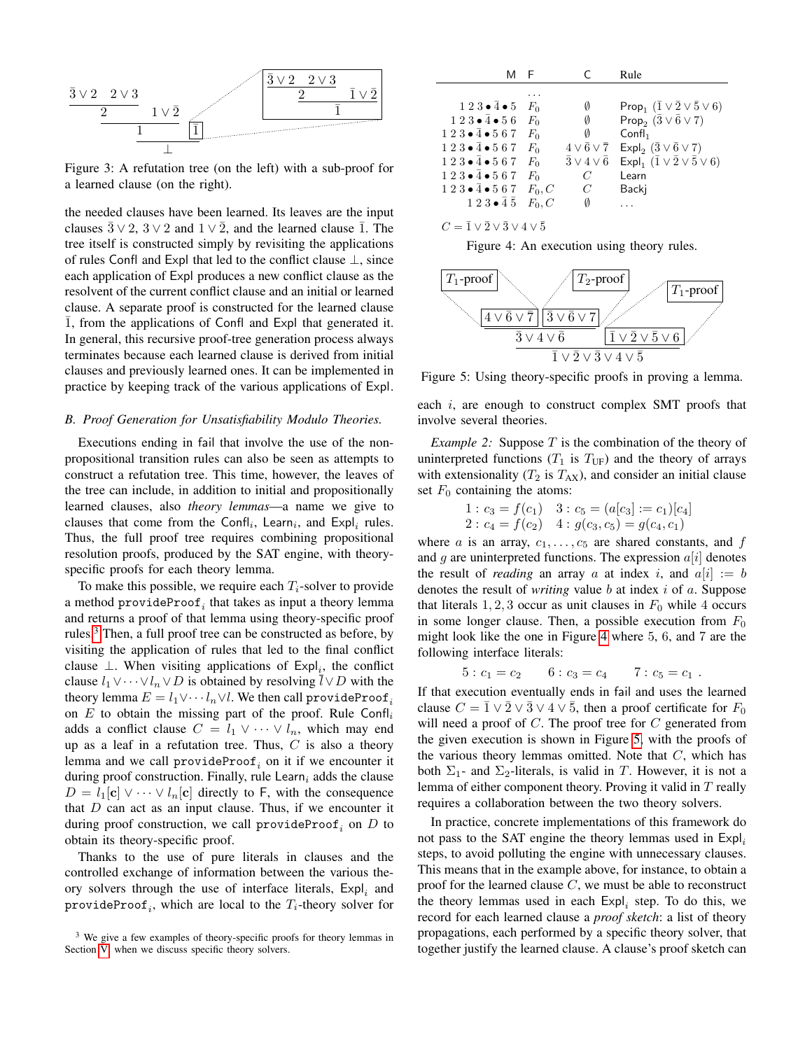Figure 3: A refutation tree (on the left) with a sub-proof for a learned clause (on the right).

the needed clauses have been learned. Its leaves are the input clauses $\bar{3} \vee 2$, $3 \vee 2$ and $1 \vee \bar{2}$, and the learned clause $\bar{1}$. The tree itself is constructed simply by revisiting the applications of rules Confl and Expl that led to the conflict clause $\bot$, since each application of Expl produces a new conflict clause as the resolvent of the current conflict clause and an initial or learned clause. A separate proof is constructed for the learned clause $\bar{1}$, from the applications of Confl and Expl that generated it. In general, this recursive proof-tree generation process always terminates because each learned clause is derived from initial clauses and previously learned ones. It can be implemented in practice by keeping track of the various applications of Expl.

### B. Proof Generation for Unsatisfiability Modulo Theories.

Executions ending in fail that involve the use of the non-propositional transition rules can also be seen as attempts to construct a refutation tree. This time, however, the leaves of the tree can include, in addition to initial and propositionally learned clauses, also *theory lemmas*—a name we give to clauses that come from the $\mathsf{Confl}_i$, $\mathsf{Learn}_i$, and $\mathsf{Expl}_i$ rules. Thus, the full proof tree requires combining propositional resolution proofs, produced by the SAT engine, with theory-specific proofs for each theory lemma.

To make this possible, we require each $T_i$-solver to provide a method $\texttt{provideProof}_i$ that takes as input a theory lemma and returns a proof of that lemma using theory-specific proof rules.[3] Then, a full proof tree can be constructed as before, by visiting the application of rules that led to the final conflict clause $\bot$. When visiting applications of $\mathsf{Expl}_i$, the conflict clause $l_1 \vee \cdots \vee l_n \vee D$ is obtained by resolving $\bar{l} \vee D$ with the theory lemma $E = l_1 \vee \cdots l_n \vee l$. We then call $\texttt{provideProof}_i$ on $E$ to obtain the missing part of the proof. Rule $\mathsf{Confl}_i$ adds a conflict clause $C = l_1 \vee \cdots \vee l_n$, which may end up as a leaf in a refutation tree. Thus, $C$ is also a theory lemma and we call $\texttt{provideProof}_i$ on it if we encounter it during proof construction. Finally, rule $\mathsf{Learn}_i$ adds the clause $D = l_1[\mathbf{c}] \vee \cdots \vee l_n[\mathbf{c}]$ directly to F, with the consequence that $D$ can act as an input clause. Thus, if we encounter it during proof construction, we call $\texttt{provideProof}_i$ on $D$ to obtain its theory-specific proof.

Thanks to the use of pure literals in clauses and the controlled exchange of information between the various theory solvers through the use of interface literals, $\mathsf{Expl}_i$ and $\texttt{provideProof}_i$, which are local to the $T_i$-theory solver for each $i$, are enough to construct complex SMT proofs that involve several theories.

[3] We give a few examples of theory-specific proofs for theory lemmas in Section V when we discuss specific theory solvers.

| M | F | C | Rule |
|---|---|---|---|
| | ... | | |
| $1\,2\,3 \bullet \bar{4} \bullet 5$ | $F_0$ | $\emptyset$ | $\mathsf{Prop}_1$ $(\bar{1} \vee \bar{2} \vee \bar{5} \vee 6)$ |
| $1\,2\,3 \bullet \bar{4} \bullet 5\,6$ | $F_0$ | $\emptyset$ | $\mathsf{Prop}_2$ $(\bar{3} \vee \bar{6} \vee 7)$ |
| $1\,2\,3 \bullet \bar{4} \bullet 5\,6\,7$ | $F_0$ | $\emptyset$ | $\mathsf{Confl}_1$ |
| $1\,2\,3 \bullet \bar{4} \bullet 5\,6\,7$ | $F_0$ | $4 \vee \bar{6} \vee \bar{7}$ | $\mathsf{Expl}_2$ $(\bar{3} \vee \bar{6} \vee 7)$ |
| $1\,2\,3 \bullet \bar{4} \bullet 5\,6\,7$ | $F_0$ | $\bar{3} \vee 4 \vee \bar{6}$ | $\mathsf{Expl}_1$ $(\bar{1} \vee \bar{2} \vee \bar{5} \vee 6)$ |
| $1\,2\,3 \bullet \bar{4} \bullet 5\,6\,7$ | $F_0$ | $C$ | Learn |
| $1\,2\,3 \bullet \bar{4} \bullet 5\,6\,7$ | $F_0, C$ | $C$ | Backj |
| $1\,2\,3 \bullet \bar{4}\,\bar{5}$ | $F_0, C$ | $\emptyset$ | ... |

$C = \bar{1} \vee \bar{2} \vee \bar{3} \vee 4 \vee \bar{5}$

Figure 4: An execution using theory rules.

Figure 5: Using theory-specific proofs in proving a lemma.

*Example 2:* Suppose $T$ is the combination of the theory of uninterpreted functions ($T_1$ is $T_{\mathrm{UF}}$) and the theory of arrays with extensionality ($T_2$ is $T_{\mathrm{AX}}$), and consider an initial clause set $F_0$ containing the atoms:

$$1 : c_3 = f(c_1) \quad 3 : c_5 = (a[c_3] := c_1)[c_4]$$
$$2 : c_4 = f(c_2) \quad 4 : g(c_3, c_5) = g(c_4, c_1)$$

where $a$ is an array, $c_1, \ldots, c_5$ are shared constants, and $f$ and $g$ are uninterpreted functions. The expression $a[i]$ denotes the result of *reading* an array $a$ at index $i$, and $a[i] := b$ denotes the result of *writing* value $b$ at index $i$ of $a$. Suppose that literals $1, 2, 3$ occur as unit clauses in $F_0$ while 4 occurs in some longer clause. Then, a possible execution from $F_0$ might look like the one in Figure 4 where 5, 6, and 7 are the following interface literals:

$$5 : c_1 = c_2 \qquad 6 : c_3 = c_4 \qquad 7 : c_5 = c_1 \; .$$

If that execution eventually ends in fail and uses the learned clause $C = \bar{1} \vee \bar{2} \vee \bar{3} \vee 4 \vee \bar{5}$, then a proof certificate for $F_0$ will need a proof of $C$. The proof tree for $C$ generated from the given execution is shown in Figure 5, with the proofs of the various theory lemmas omitted. Note that $C$, which has both $\Sigma_1$- and $\Sigma_2$-literals, is valid in $T$. However, it is not a lemma of either component theory. Proving it valid in $T$ really requires a collaboration between the two theory solvers.

In practice, concrete implementations of this framework do not pass to the SAT engine the theory lemmas used in $\mathsf{Expl}_i$ steps, to avoid polluting the engine with unnecessary clauses. This means that in the example above, for instance, to obtain a proof for the learned clause $C$, we must be able to reconstruct the theory lemmas used in each $\mathsf{Expl}_i$ step. To do this, we record for each learned clause a *proof sketch*: a list of theory propagations, each performed by a specific theory solver, that together justify the learned clause. A clause's proof sketch can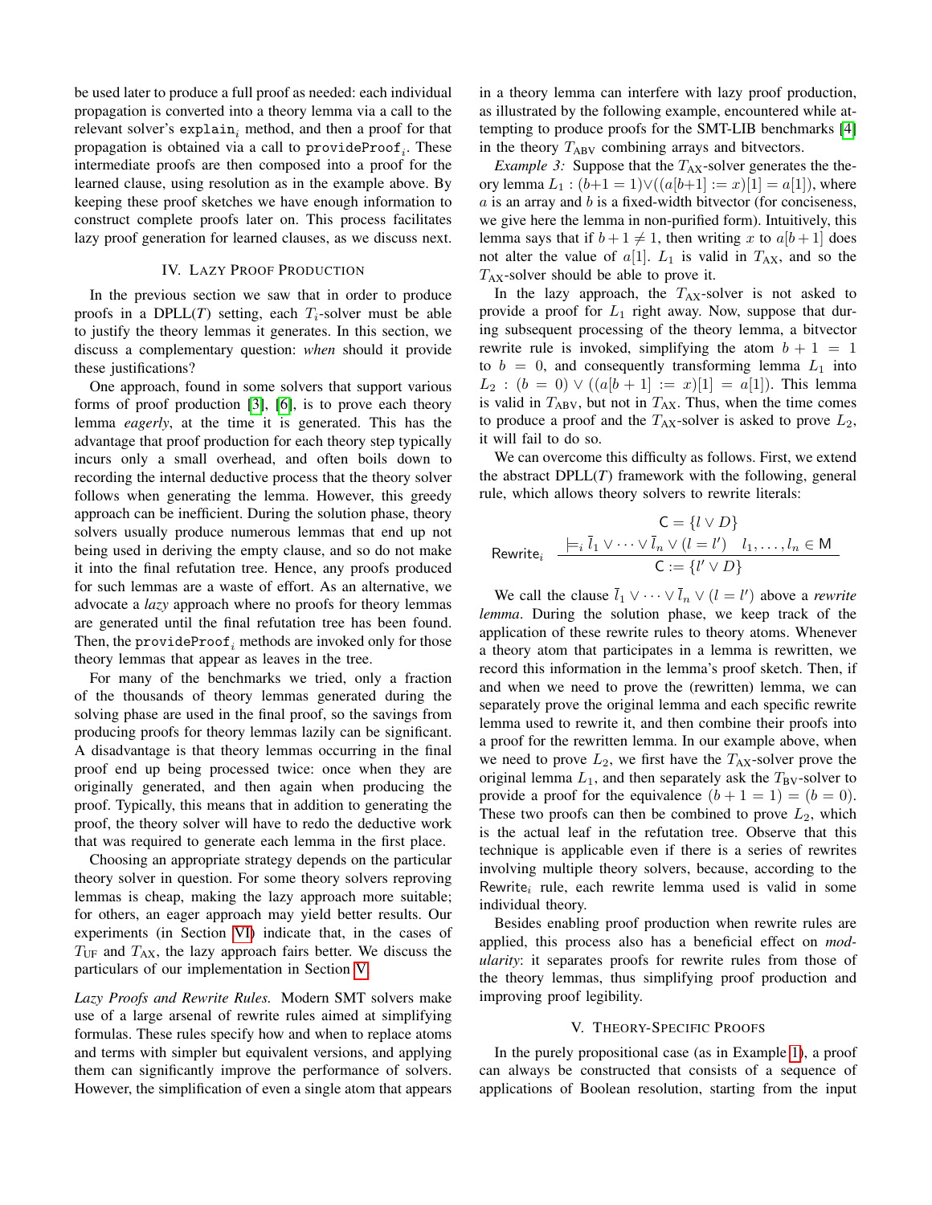be used later to produce a full proof as needed: each individual propagation is converted into a theory lemma via a call to the relevant solver's $\texttt{explain}_i$ method, and then a proof for that propagation is obtained via a call to $\texttt{provideProof}_i$. These intermediate proofs are then composed into a proof for the learned clause, using resolution as in the example above. By keeping these proof sketches we have enough information to construct complete proofs later on. This process facilitates lazy proof generation for learned clauses, as we discuss next.

## IV. Lazy Proof Production

In the previous section we saw that in order to produce proofs in a DPLL($T$) setting, each $T_i$-solver must be able to justify the theory lemmas it generates. In this section, we discuss a complementary question: *when* should it provide these justifications?

One approach, found in some solvers that support various forms of proof production [3], [6], is to prove each theory lemma *eagerly*, at the time it is generated. This has the advantage that proof production for each theory step typically incurs only a small overhead, and often boils down to recording the internal deductive process that the theory solver follows when generating the lemma. However, this greedy approach can be inefficient. During the solution phase, theory solvers usually produce numerous lemmas that end up not being used in deriving the empty clause, and so do not make it into the final refutation tree. Hence, any proofs produced for such lemmas are a waste of effort. As an alternative, we advocate a *lazy* approach where no proofs for theory lemmas are generated until the final refutation tree has been found. Then, the $\texttt{provideProof}_i$ methods are invoked only for those theory lemmas that appear as leaves in the tree.

For many of the benchmarks we tried, only a fraction of the thousands of theory lemmas generated during the solving phase are used in the final proof, so the savings from producing proofs for theory lemmas lazily can be significant. A disadvantage is that theory lemmas occurring in the final proof end up being processed twice: once when they are originally generated, and then again when producing the proof. Typically, this means that in addition to generating the proof, the theory solver will have to redo the deductive work that was required to generate each lemma in the first place.

Choosing an appropriate strategy depends on the particular theory solver in question. For some theory solvers reproving lemmas is cheap, making the lazy approach more suitable; for others, an eager approach may yield better results. Our experiments (in Section VI) indicate that, in the cases of $T_{\mathrm{UF}}$ and $T_{\mathrm{AX}}$, the lazy approach fairs better. We discuss the particulars of our implementation in Section V.

*Lazy Proofs and Rewrite Rules.* Modern SMT solvers make use of a large arsenal of rewrite rules aimed at simplifying formulas. These rules specify how and when to replace atoms and terms with simpler but equivalent versions, and applying them can significantly improve the performance of solvers. However, the simplification of even a single atom that appears in a theory lemma can interfere with lazy proof production, as illustrated by the following example, encountered while attempting to produce proofs for the SMT-LIB benchmarks [4] in the theory $T_{\mathrm{ABV}}$ combining arrays and bitvectors.

*Example 3:* Suppose that the $T_{\mathrm{AX}}$-solver generates the theory lemma $L_1 : (b{+}1 = 1) \vee ((a[b{+}1] := x)[1] = a[1])$, where $a$ is an array and $b$ is a fixed-width bitvector (for conciseness, we give here the lemma in non-purified form). Intuitively, this lemma says that if $b+1 \neq 1$, then writing $x$ to $a[b+1]$ does not alter the value of $a[1]$. $L_1$ is valid in $T_{\mathrm{AX}}$, and so the $T_{\mathrm{AX}}$-solver should be able to prove it.

In the lazy approach, the $T_{\mathrm{AX}}$-solver is not asked to provide a proof for $L_1$ right away. Now, suppose that during subsequent processing of the theory lemma, a bitvector rewrite rule is invoked, simplifying the atom $b + 1 = 1$ to $b = 0$, and consequently transforming lemma $L_1$ into $L_2 : (b = 0) \vee ((a[b + 1] := x)[1] = a[1])$. This lemma is valid in $T_{\mathrm{ABV}}$, but not in $T_{\mathrm{AX}}$. Thus, when the time comes to produce a proof and the $T_{\mathrm{AX}}$-solver is asked to prove $L_2$, it will fail to do so.

We can overcome this difficulty as follows. First, we extend the abstract DPLL($T$) framework with the following, general rule, which allows theory solvers to rewrite literals:

$$\mathsf{Rewrite}_i \quad \frac{\mathsf{C} = \{l \vee D\} \qquad \models_i \bar{l}_1 \vee \cdots \vee \bar{l}_n \vee (l = l') \quad l_1, \ldots, l_n \in \mathsf{M}}{\mathsf{C} := \{l' \vee D\}}$$

We call the clause $\bar{l}_1 \vee \cdots \vee \bar{l}_n \vee (l = l')$ above a *rewrite lemma*. During the solution phase, we keep track of the application of these rewrite rules to theory atoms. Whenever a theory atom that participates in a lemma is rewritten, we record this information in the lemma's proof sketch. Then, if and when we need to prove the (rewritten) lemma, we can separately prove the original lemma and each specific rewrite lemma used to rewrite it, and then combine their proofs into a proof for the rewritten lemma. In our example above, when we need to prove $L_2$, we first have the $T_{\mathrm{AX}}$-solver prove the original lemma $L_1$, and then separately ask the $T_{\mathrm{BV}}$-solver to provide a proof for the equivalence $(b + 1 = 1) = (b = 0)$. These two proofs can then be combined to prove $L_2$, which is the actual leaf in the refutation tree. Observe that this technique is applicable even if there is a series of rewrites involving multiple theory solvers, because, according to the $\mathsf{Rewrite}_i$ rule, each rewrite lemma used is valid in some individual theory.

Besides enabling proof production when rewrite rules are applied, this process also has a beneficial effect on *modularity*: it separates proofs for rewrite rules from those of the theory lemmas, thus simplifying proof production and improving proof legibility.

## V. Theory-Specific Proofs

In the purely propositional case (as in Example 1), a proof can always be constructed that consists of a sequence of applications of Boolean resolution, starting from the input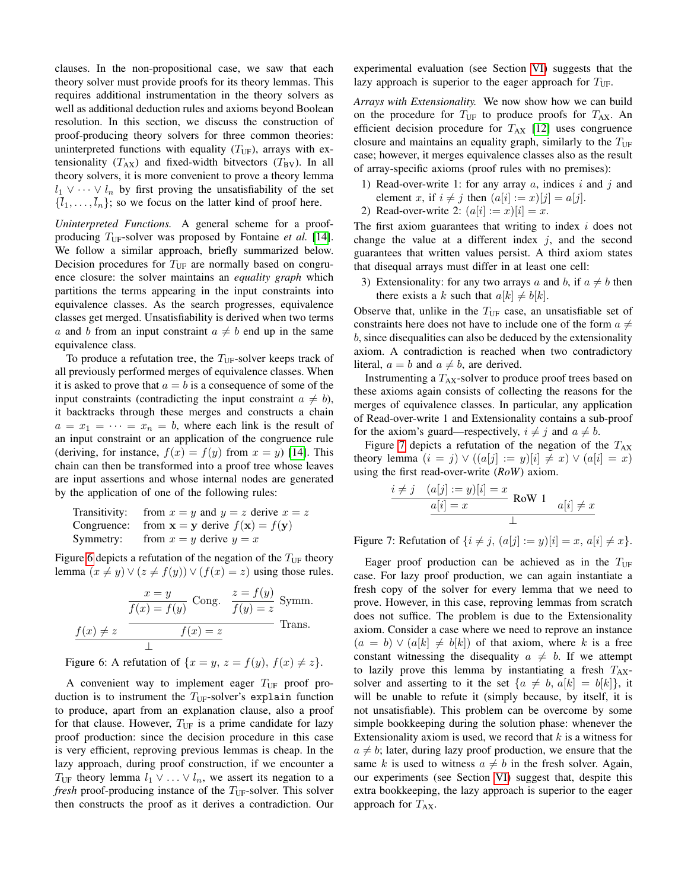clauses. In the non-propositional case, we saw that each theory solver must provide proofs for its theory lemmas. This requires additional instrumentation in the theory solvers as well as additional deduction rules and axioms beyond Boolean resolution. In this section, we discuss the construction of proof-producing theory solvers for three common theories: uninterpreted functions with equality ($T_{\text{UF}}$), arrays with extensionality ($T_{\text{AX}}$) and fixed-width bitvectors ($T_{\text{BV}}$). In all theory solvers, it is more convenient to prove a theory lemma $l_1 \vee \cdots \vee l_n$ by first proving the unsatisfiability of the set $\{\bar{l}_1, \ldots, \bar{l}_n\}$; so we focus on the latter kind of proof here.

*Uninterpreted Functions.* A general scheme for a proof-producing $T_{\text{UF}}$-solver was proposed by Fontaine *et al.* [14]. We follow a similar approach, briefly summarized below. Decision procedures for $T_{\text{UF}}$ are normally based on congruence closure: the solver maintains an *equality graph* which partitions the terms appearing in the input constraints into equivalence classes. As the search progresses, equivalence classes get merged. Unsatisfiability is derived when two terms $a$ and $b$ from an input constraint $a \neq b$ end up in the same equivalence class.

To produce a refutation tree, the $T_{\text{UF}}$-solver keeps track of all previously performed merges of equivalence classes. When it is asked to prove that $a = b$ is a consequence of some of the input constraints (contradicting the input constraint $a \neq b$), it backtracks through these merges and constructs a chain $a = x_1 = \cdots = x_n = b$, where each link is the result of an input constraint or an application of the congruence rule (deriving, for instance, $f(x) = f(y)$ from $x = y$) [14]. This chain can then be transformed into a proof tree whose leaves are input assertions and whose internal nodes are generated by the application of one of the following rules:

| | |
|---|---|
| Transitivity: | from $x = y$ and $y = z$ derive $x = z$ |
| Congruence: | from $\mathbf{x} = \mathbf{y}$ derive $f(\mathbf{x}) = f(\mathbf{y})$ |
| Symmetry: | from $x = y$ derive $y = x$ |

Figure 6 depicts a refutation of the negation of the $T_{\text{UF}}$ theory lemma $(x \neq y) \vee (z \neq f(y)) \vee (f(x) = z)$ using those rules.

$$\dfrac{f(x) \neq z \qquad \dfrac{\dfrac{x = y}{f(x) = f(y)}\text{ Cong.} \qquad \dfrac{z = f(y)}{f(y) = z}\text{ Symm.}}{f(x) = z}\text{ Trans.}}{\bot}$$

Figure 6: A refutation of $\{x = y,\, z = f(y),\, f(x) \neq z\}$.

A convenient way to implement eager $T_{\text{UF}}$ proof production is to instrument the $T_{\text{UF}}$-solver's `explain` function to produce, apart from an explanation clause, also a proof for that clause. However, $T_{\text{UF}}$ is a prime candidate for lazy proof production: since the decision procedure in this case is very efficient, reproving previous lemmas is cheap. In the lazy approach, during proof construction, if we encounter a $T_{\text{UF}}$ theory lemma $l_1 \vee \ldots \vee l_n$, we assert its negation to a *fresh* proof-producing instance of the $T_{\text{UF}}$-solver. This solver then constructs the proof as it derives a contradiction. Our experimental evaluation (see Section VI) suggests that the lazy approach is superior to the eager approach for $T_{\text{UF}}$.

*Arrays with Extensionality.* We now show how we can build on the procedure for $T_{\text{UF}}$ to produce proofs for $T_{\text{AX}}$. An efficient decision procedure for $T_{\text{AX}}$ [12] uses congruence closure and maintains an equality graph, similarly to the $T_{\text{UF}}$ case; however, it merges equivalence classes also as the result of array-specific axioms (proof rules with no premises):

1) Read-over-write 1: for any array $a$, indices $i$ and $j$ and element $x$, if $i \neq j$ then $(a[i] := x)[j] = a[j]$.
2) Read-over-write 2: $(a[i] := x)[i] = x$.

The first axiom guarantees that writing to index $i$ does not change the value at a different index $j$, and the second guarantees that written values persist. A third axiom states that disequal arrays must differ in at least one cell:

3) Extensionality: for any two arrays $a$ and $b$, if $a \neq b$ then there exists a $k$ such that $a[k] \neq b[k]$.

Observe that, unlike in the $T_{\text{UF}}$ case, an unsatisfiable set of constraints here does not have to include one of the form $a \neq b$, since disequalities can also be deduced by the extensionality axiom. A contradiction is reached when two contradictory literal, $a = b$ and $a \neq b$, are derived.

Instrumenting a $T_{\text{AX}}$-solver to produce proof trees based on these axioms again consists of collecting the reasons for the merges of equivalence classes. In particular, any application of Read-over-write 1 and Extensionality contains a sub-proof for the axiom's guard—respectively, $i \neq j$ and $a \neq b$.

Figure 7 depicts a refutation of the negation of the $T_{\text{AX}}$ theory lemma $(i = j) \vee ((a[j] := y)[i] \neq x) \vee (a[i] = x)$ using the first read-over-write (*RoW*) axiom.

$$\dfrac{\dfrac{i \neq j \quad (a[j] := y)[i] = x}{a[i] = x}\text{ RoW 1} \qquad a[i] \neq x}{\bot}$$

Figure 7: Refutation of $\{i \neq j,\, (a[j] := y)[i] = x,\, a[i] \neq x\}$.

Eager proof production can be achieved as in the $T_{\text{UF}}$ case. For lazy proof production, we can again instantiate a fresh copy of the solver for every lemma that we need to prove. However, in this case, reproving lemmas from scratch does not suffice. The problem is due to the Extensionality axiom. Consider a case where we need to reprove an instance $(a = b) \vee (a[k] \neq b[k])$ of that axiom, where $k$ is a free constant witnessing the disequality $a \neq b$. If we attempt to lazily prove this lemma by instantiating a fresh $T_{\text{AX}}$-solver and asserting to it the set $\{a \neq b,\, a[k] = b[k]\}$, it will be unable to refute it (simply because, by itself, it is not unsatisfiable). This problem can be overcome by some simple bookkeeping during the solution phase: whenever the Extensionality axiom is used, we record that $k$ is a witness for $a \neq b$; later, during lazy proof production, we ensure that the same $k$ is used to witness $a \neq b$ in the fresh solver. Again, our experiments (see Section VI) suggest that, despite this extra bookkeeping, the lazy approach is superior to the eager approach for $T_{\text{AX}}$.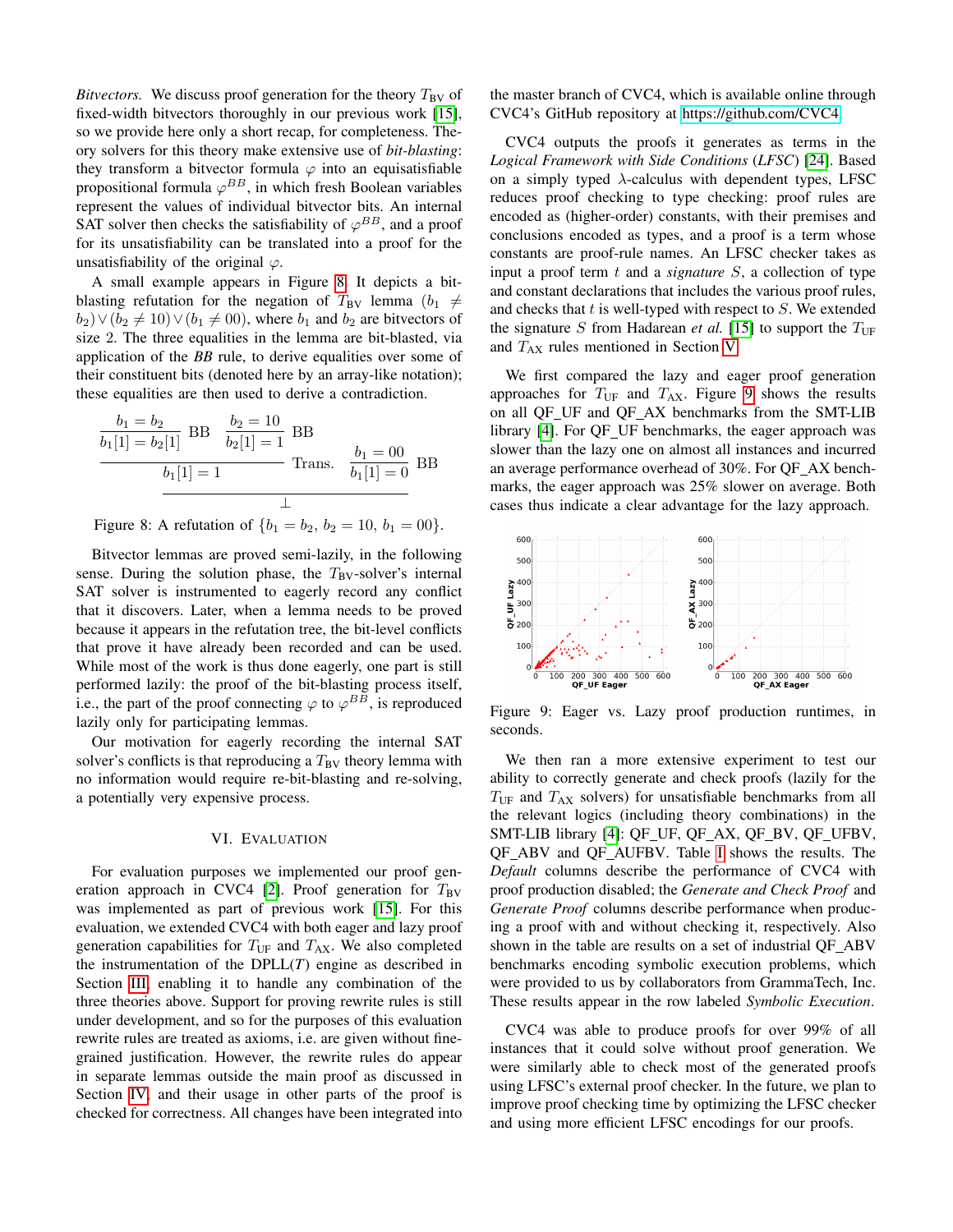*Bitvectors.* We discuss proof generation for the theory $T_{\text{BV}}$ of fixed-width bitvectors thoroughly in our previous work [15], so we provide here only a short recap, for completeness. Theory solvers for this theory make extensive use of *bit-blasting*: they transform a bitvector formula $\varphi$ into an equisatisfiable propositional formula $\varphi^{BB}$, in which fresh Boolean variables represent the values of individual bitvector bits. An internal SAT solver then checks the satisfiability of $\varphi^{BB}$, and a proof for its unsatisfiability can be translated into a proof for the unsatisfiability of the original $\varphi$.

A small example appears in Figure 8. It depicts a bit-blasting refutation for the negation of $T_{\text{BV}}$ lemma $(b_1 \neq b_2) \vee (b_2 \neq 10) \vee (b_1 \neq 00)$, where $b_1$ and $b_2$ are bitvectors of size 2. The three equalities in the lemma are bit-blasted, via application of the *BB* rule, to derive equalities over some of their constituent bits (denoted here by an array-like notation); these equalities are then used to derive a contradiction.

$$\dfrac{\dfrac{\dfrac{b_1 = b_2}{b_1[1] = b_2[1]}\text{ BB} \quad \dfrac{b_2 = 10}{b_2[1] = 1}\text{ BB}}{b_1[1] = 1}\text{ Trans.} \quad \dfrac{b_1 = 00}{b_1[1] = 0}\text{ BB}}{\bot}$$

Figure 8: A refutation of $\{b_1 = b_2,\ b_2 = 10,\ b_1 = 00\}$.

Bitvector lemmas are proved semi-lazily, in the following sense. During the solution phase, the $T_{\text{BV}}$-solver's internal SAT solver is instrumented to eagerly record any conflict that it discovers. Later, when a lemma needs to be proved because it appears in the refutation tree, the bit-level conflicts that prove it have already been recorded and can be used. While most of the work is thus done eagerly, one part is still performed lazily: the proof of the bit-blasting process itself, i.e., the part of the proof connecting $\varphi$ to $\varphi^{BB}$, is reproduced lazily only for participating lemmas.

Our motivation for eagerly recording the internal SAT solver's conflicts is that reproducing a $T_{\text{BV}}$ theory lemma with no information would require re-bit-blasting and re-solving, a potentially very expensive process.

## VI. Evaluation

For evaluation purposes we implemented our proof generation approach in CVC4 [2]. Proof generation for $T_{\text{BV}}$ was implemented as part of previous work [15]. For this evaluation, we extended CVC4 with both eager and lazy proof generation capabilities for $T_{\text{UF}}$ and $T_{\text{AX}}$. We also completed the instrumentation of the DPLL($T$) engine as described in Section III, enabling it to handle any combination of the three theories above. Support for proving rewrite rules is still under development, and so for the purposes of this evaluation rewrite rules are treated as axioms, i.e. are given without fine-grained justification. However, the rewrite rules do appear in separate lemmas outside the main proof as discussed in Section IV, and their usage in other parts of the proof is checked for correctness. All changes have been integrated into the master branch of CVC4, which is available online through CVC4's GitHub repository at https://github.com/CVC4.

CVC4 outputs the proofs it generates as terms in the *Logical Framework with Side Conditions* (*LFSC*) [24]. Based on a simply typed $\lambda$-calculus with dependent types, LFSC reduces proof checking to type checking: proof rules are encoded as (higher-order) constants, with their premises and conclusions encoded as types, and a proof is a term whose constants are proof-rule names. An LFSC checker takes as input a proof term $t$ and a *signature* $S$, a collection of type and constant declarations that includes the various proof rules, and checks that $t$ is well-typed with respect to $S$. We extended the signature $S$ from Hadarean *et al.* [15] to support the $T_{\text{UF}}$ and $T_{\text{AX}}$ rules mentioned in Section V.

We first compared the lazy and eager proof generation approaches for $T_{\text{UF}}$ and $T_{\text{AX}}$. Figure 9 shows the results on all QF_UF and QF_AX benchmarks from the SMT-LIB library [4]. For QF_UF benchmarks, the eager approach was slower than the lazy one on almost all instances and incurred an average performance overhead of 30%. For QF_AX benchmarks, the eager approach was 25% slower on average. Both cases thus indicate a clear advantage for the lazy approach.

Figure 9: Eager vs. Lazy proof production runtimes, in seconds.

We then ran a more extensive experiment to test our ability to correctly generate and check proofs (lazily for the $T_{\text{UF}}$ and $T_{\text{AX}}$ solvers) for unsatisfiable benchmarks from all the relevant logics (including theory combinations) in the SMT-LIB library [4]: QF_UF, QF_AX, QF_BV, QF_UFBV, QF_ABV and QF_AUFBV. Table I shows the results. The *Default* columns describe the performance of CVC4 with proof production disabled; the *Generate and Check Proof* and *Generate Proof* columns describe performance when producing a proof with and without checking it, respectively. Also shown in the table are results on a set of industrial QF_ABV benchmarks encoding symbolic execution problems, which were provided to us by collaborators from GrammaTech, Inc. These results appear in the row labeled *Symbolic Execution*.

CVC4 was able to produce proofs for over 99% of all instances that it could solve without proof generation. We were similarly able to check most of the generated proofs using LFSC's external proof checker. In the future, we plan to improve proof checking time by optimizing the LFSC checker and using more efficient LFSC encodings for our proofs.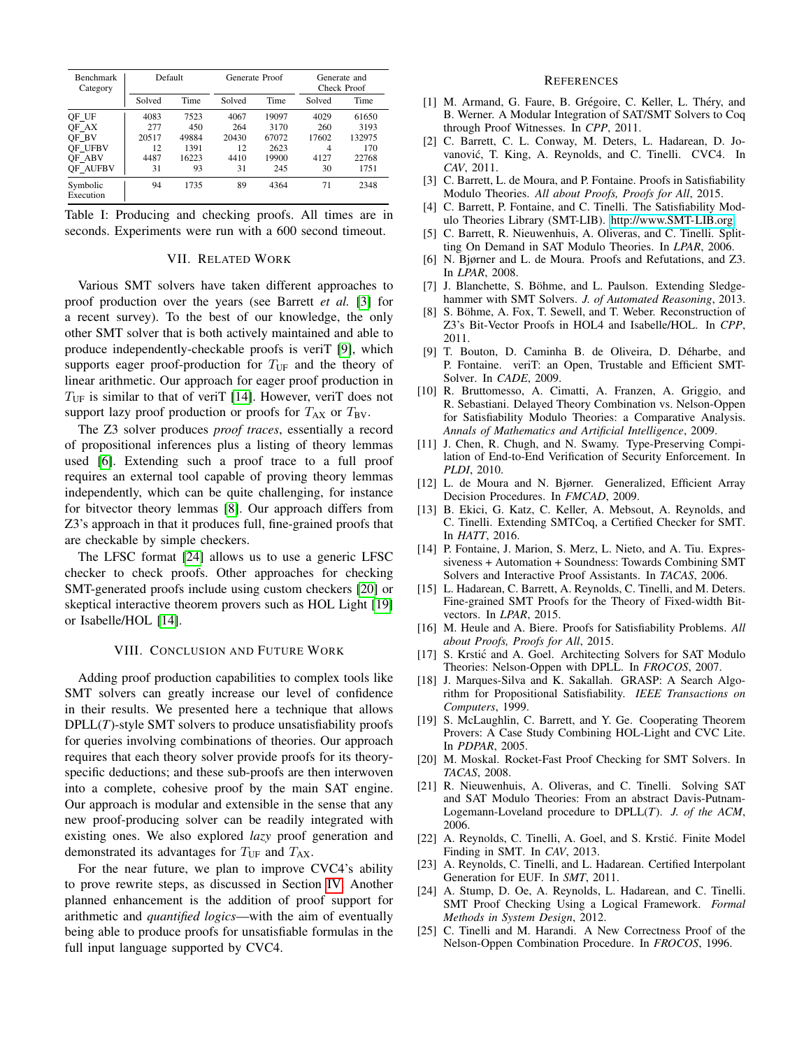| Benchmark Category | Default | | Generate Proof | | Generate and Check Proof | |
|---|---|---|---|---|---|---|
| | Solved | Time | Solved | Time | Solved | Time |
| QF_UF | 4083 | 7523 | 4067 | 19097 | 4029 | 61650 |
| QF_AX | 277 | 450 | 264 | 3170 | 260 | 3193 |
| QF_BV | 20517 | 49884 | 20430 | 67072 | 17602 | 132975 |
| QF_UFBV | 12 | 1391 | 12 | 2623 | 4 | 170 |
| QF_ABV | 4487 | 16223 | 4410 | 19900 | 4127 | 22768 |
| QF_AUFBV | 31 | 93 | 31 | 245 | 30 | 1751 |
| Symbolic Execution | 94 | 1735 | 89 | 4364 | 71 | 2348 |

Table I: Producing and checking proofs. All times are in seconds. Experiments were run with a 600 second timeout.

## VII. Related Work

Various SMT solvers have taken different approaches to proof production over the years (see Barrett *et al.* [3] for a recent survey). To the best of our knowledge, the only other SMT solver that is both actively maintained and able to produce independently-checkable proofs is veriT [9], which supports eager proof-production for $T_{\text{UF}}$ and the theory of linear arithmetic. Our approach for eager proof production in $T_{\text{UF}}$ is similar to that of veriT [14]. However, veriT does not support lazy proof production or proofs for $T_{\text{AX}}$ or $T_{\text{BV}}$.

The Z3 solver produces *proof traces*, essentially a record of propositional inferences plus a listing of theory lemmas used [6]. Extending such a proof trace to a full proof requires an external tool capable of proving theory lemmas independently, which can be quite challenging, for instance for bitvector theory lemmas [8]. Our approach differs from Z3's approach in that it produces full, fine-grained proofs that are checkable by simple checkers.

The LFSC format [24] allows us to use a generic LFSC checker to check proofs. Other approaches for checking SMT-generated proofs include using custom checkers [20] or skeptical interactive theorem provers such as HOL Light [19] or Isabelle/HOL [14].

## VIII. Conclusion and Future Work

Adding proof production capabilities to complex tools like SMT solvers can greatly increase our level of confidence in their results. We presented here a technique that allows DPLL($T$)-style SMT solvers to produce unsatisfiability proofs for queries involving combinations of theories. Our approach requires that each theory solver provide proofs for its theory-specific deductions; and these sub-proofs are then interwoven into a complete, cohesive proof by the main SAT engine. Our approach is modular and extensible in the sense that any new proof-producing solver can be readily integrated with existing ones. We also explored *lazy* proof generation and demonstrated its advantages for $T_{\text{UF}}$ and $T_{\text{AX}}$.

For the near future, we plan to improve CVC4's ability to prove rewrite steps, as discussed in Section IV. Another planned enhancement is the addition of proof support for arithmetic and *quantified logics*—with the aim of eventually being able to produce proofs for unsatisfiable formulas in the full input language supported by CVC4.

## References

[1] M. Armand, G. Faure, B. Grégoire, C. Keller, L. Théry, and B. Werner. A Modular Integration of SAT/SMT Solvers to Coq through Proof Witnesses. In *CPP*, 2011.

[2] C. Barrett, C. L. Conway, M. Deters, L. Hadarean, D. Jovanović, T. King, A. Reynolds, and C. Tinelli. CVC4. In *CAV*, 2011.

[3] C. Barrett, L. de Moura, and P. Fontaine. Proofs in Satisfiability Modulo Theories. *All about Proofs, Proofs for All*, 2015.

[4] C. Barrett, P. Fontaine, and C. Tinelli. The Satisfiability Modulo Theories Library (SMT-LIB). http://www.SMT-LIB.org.

[5] C. Barrett, R. Nieuwenhuis, A. Oliveras, and C. Tinelli. Splitting On Demand in SAT Modulo Theories. In *LPAR*, 2006.

[6] N. Bjørner and L. de Moura. Proofs and Refutations, and Z3. In *LPAR*, 2008.

[7] J. Blanchette, S. Böhme, and L. Paulson. Extending Sledgehammer with SMT Solvers. *J. of Automated Reasoning*, 2013.

[8] S. Böhme, A. Fox, T. Sewell, and T. Weber. Reconstruction of Z3's Bit-Vector Proofs in HOL4 and Isabelle/HOL. In *CPP*, 2011.

[9] T. Bouton, D. Caminha B. de Oliveira, D. Déharbe, and P. Fontaine. veriT: an Open, Trustable and Efficient SMT-Solver. In *CADE*, 2009.

[10] R. Bruttomesso, A. Cimatti, A. Franzen, A. Griggio, and R. Sebastiani. Delayed Theory Combination vs. Nelson-Oppen for Satisfiability Modulo Theories: a Comparative Analysis. *Annals of Mathematics and Artificial Intelligence*, 2009.

[11] J. Chen, R. Chugh, and N. Swamy. Type-Preserving Compilation of End-to-End Verification of Security Enforcement. In *PLDI*, 2010.

[12] L. de Moura and N. Bjørner. Generalized, Efficient Array Decision Procedures. In *FMCAD*, 2009.

[13] B. Ekici, G. Katz, C. Keller, A. Mebsout, A. Reynolds, and C. Tinelli. Extending SMTCoq, a Certified Checker for SMT. In *HATT*, 2016.

[14] P. Fontaine, J. Marion, S. Merz, L. Nieto, and A. Tiu. Expressiveness + Automation + Soundness: Towards Combining SMT Solvers and Interactive Proof Assistants. In *TACAS*, 2006.

[15] L. Hadarean, C. Barrett, A. Reynolds, C. Tinelli, and M. Deters. Fine-grained SMT Proofs for the Theory of Fixed-width Bit-vectors. In *LPAR*, 2015.

[16] M. Heule and A. Biere. Proofs for Satisfiability Problems. *All about Proofs, Proofs for All*, 2015.

[17] S. Krstić and A. Goel. Architecting Solvers for SAT Modulo Theories: Nelson-Oppen with DPLL. In *FROCOS*, 2007.

[18] J. Marques-Silva and K. Sakallah. GRASP: A Search Algorithm for Propositional Satisfiability. *IEEE Transactions on Computers*, 1999.

[19] S. McLaughlin, C. Barrett, and Y. Ge. Cooperating Theorem Provers: A Case Study Combining HOL-Light and CVC Lite. In *PDPAR*, 2005.

[20] M. Moskal. Rocket-Fast Proof Checking for SMT Solvers. In *TACAS*, 2008.

[21] R. Nieuwenhuis, A. Oliveras, and C. Tinelli. Solving SAT and SAT Modulo Theories: From an abstract Davis-Putnam-Logemann-Loveland procedure to DPLL($T$). *J. of the ACM*, 2006.

[22] A. Reynolds, C. Tinelli, A. Goel, and S. Krstić. Finite Model Finding in SMT. In *CAV*, 2013.

[23] A. Reynolds, C. Tinelli, and L. Hadarean. Certified Interpolant Generation for EUF. In *SMT*, 2011.

[24] A. Stump, D. Oe, A. Reynolds, L. Hadarean, and C. Tinelli. SMT Proof Checking Using a Logical Framework. *Formal Methods in System Design*, 2012.

[25] C. Tinelli and M. Harandi. A New Correctness Proof of the Nelson-Oppen Combination Procedure. In *FROCOS*, 1996.